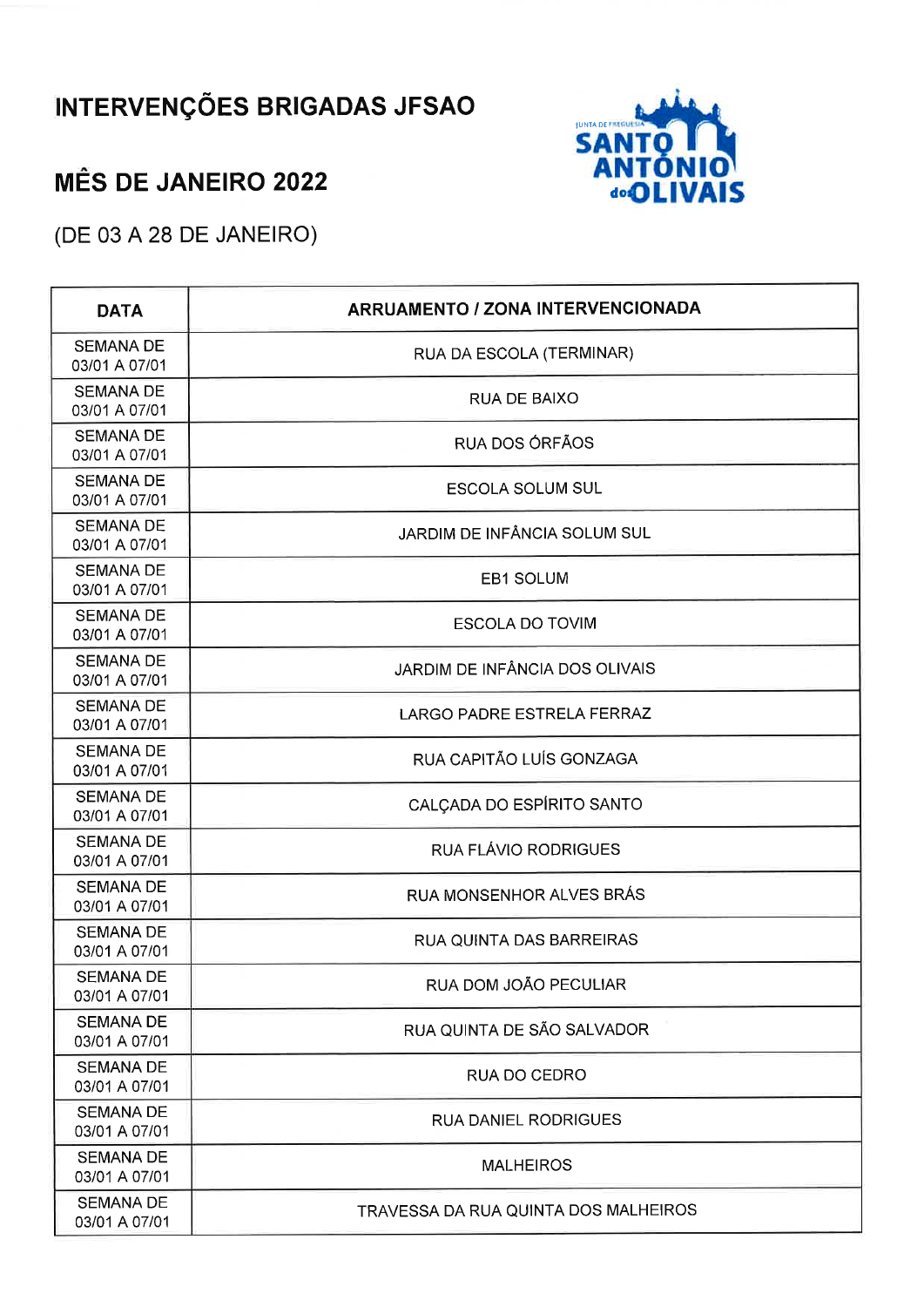# INTERVENÇÕES BRIGADAS JFSAO

## MÊS DE JANEIRO 2022

(DE 03 A 28 DE JANEIRO)

| DATA | ARRUAMENTO / ZONA INTERVENCIONADA |
|---|---|
| SEMANA DE 03/01 A 07/01 | RUA DA ESCOLA (TERMINAR) |
| SEMANA DE 03/01 A 07/01 | RUA DE BAIXO |
| SEMANA DE 03/01 A 07/01 | RUA DOS ÓRFÃOS |
| SEMANA DE 03/01 A 07/01 | ESCOLA SOLUM SUL |
| SEMANA DE 03/01 A 07/01 | JARDIM DE INFÂNCIA SOLUM SUL |
| SEMANA DE 03/01 A 07/01 | EB1 SOLUM |
| SEMANA DE 03/01 A 07/01 | ESCOLA DO TOVIM |
| SEMANA DE 03/01 A 07/01 | JARDIM DE INFÂNCIA DOS OLIVAIS |
| SEMANA DE 03/01 A 07/01 | LARGO PADRE ESTRELA FERRAZ |
| SEMANA DE 03/01 A 07/01 | RUA CAPITÃO LUÍS GONZAGA |
| SEMANA DE 03/01 A 07/01 | CALÇADA DO ESPÍRITO SANTO |
| SEMANA DE 03/01 A 07/01 | RUA FLÁVIO RODRIGUES |
| SEMANA DE 03/01 A 07/01 | RUA MONSENHOR ALVES BRÁS |
| SEMANA DE 03/01 A 07/01 | RUA QUINTA DAS BARREIRAS |
| SEMANA DE 03/01 A 07/01 | RUA DOM JOÃO PECULIAR |
| SEMANA DE 03/01 A 07/01 | RUA QUINTA DE SÃO SALVADOR |
| SEMANA DE 03/01 A 07/01 | RUA DO CEDRO |
| SEMANA DE 03/01 A 07/01 | RUA DANIEL RODRIGUES |
| SEMANA DE 03/01 A 07/01 | MALHEIROS |
| SEMANA DE 03/01 A 07/01 | TRAVESSA DA RUA QUINTA DOS MALHEIROS |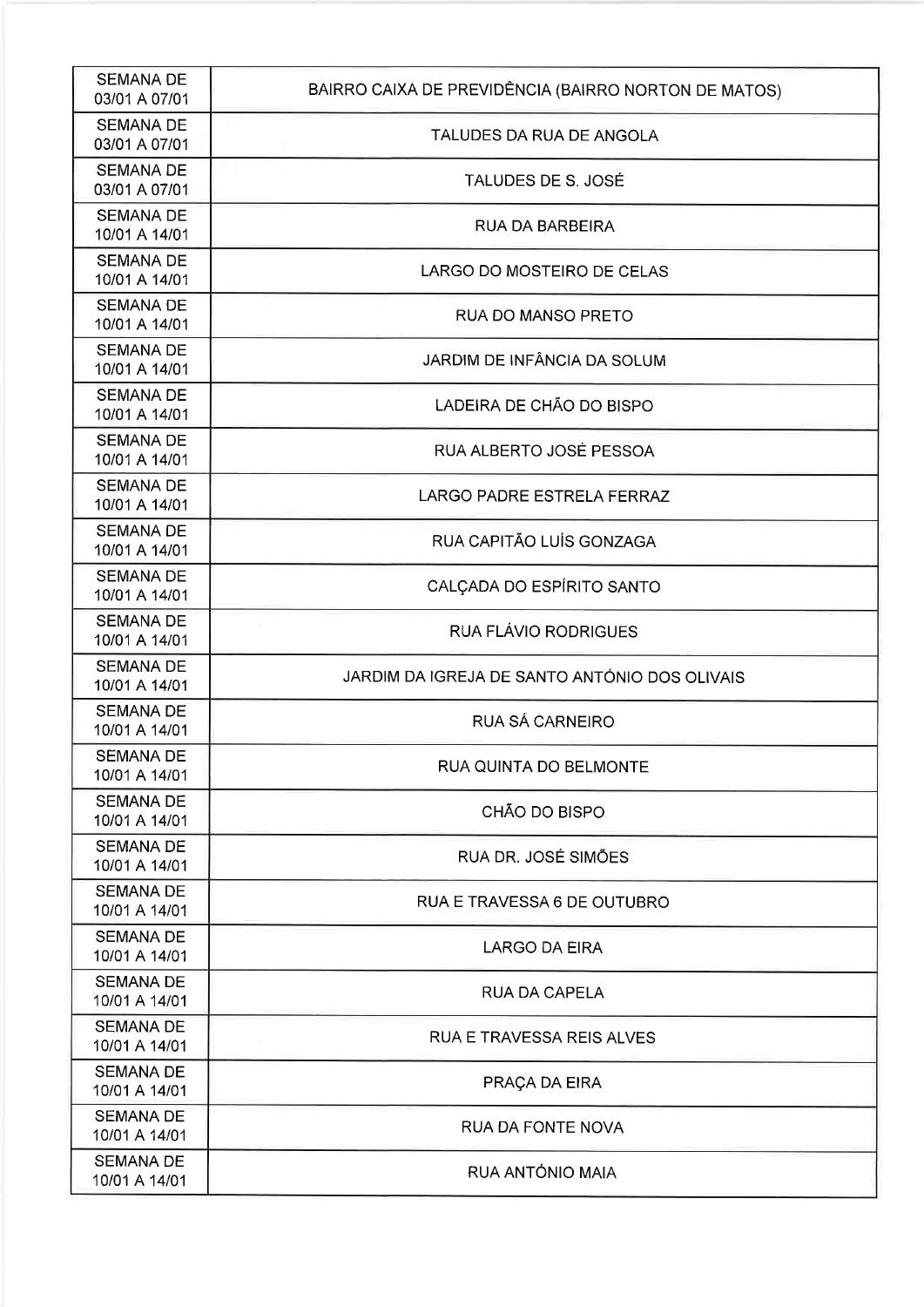| SEMANA DE 03/01 A 07/01 | BAIRRO CAIXA DE PREVIDÊNCIA (BAIRRO NORTON DE MATOS) |
|---|---|
| SEMANA DE 03/01 A 07/01 | TALUDES DA RUA DE ANGOLA |
| SEMANA DE 03/01 A 07/01 | TALUDES DE S. JOSÉ |
| SEMANA DE 10/01 A 14/01 | RUA DA BARBEIRA |
| SEMANA DE 10/01 A 14/01 | LARGO DO MOSTEIRO DE CELAS |
| SEMANA DE 10/01 A 14/01 | RUA DO MANSO PRETO |
| SEMANA DE 10/01 A 14/01 | JARDIM DE INFÂNCIA DA SOLUM |
| SEMANA DE 10/01 A 14/01 | LADEIRA DE CHÃO DO BISPO |
| SEMANA DE 10/01 A 14/01 | RUA ALBERTO JOSÉ PESSOA |
| SEMANA DE 10/01 A 14/01 | LARGO PADRE ESTRELA FERRAZ |
| SEMANA DE 10/01 A 14/01 | RUA CAPITÃO LUÍS GONZAGA |
| SEMANA DE 10/01 A 14/01 | CALÇADA DO ESPÍRITO SANTO |
| SEMANA DE 10/01 A 14/01 | RUA FLÁVIO RODRIGUES |
| SEMANA DE 10/01 A 14/01 | JARDIM DA IGREJA DE SANTO ANTÓNIO DOS OLIVAIS |
| SEMANA DE 10/01 A 14/01 | RUA SÁ CARNEIRO |
| SEMANA DE 10/01 A 14/01 | RUA QUINTA DO BELMONTE |
| SEMANA DE 10/01 A 14/01 | CHÃO DO BISPO |
| SEMANA DE 10/01 A 14/01 | RUA DR. JOSÉ SIMÕES |
| SEMANA DE 10/01 A 14/01 | RUA E TRAVESSA 6 DE OUTUBRO |
| SEMANA DE 10/01 A 14/01 | LARGO DA EIRA |
| SEMANA DE 10/01 A 14/01 | RUA DA CAPELA |
| SEMANA DE 10/01 A 14/01 | RUA E TRAVESSA REIS ALVES |
| SEMANA DE 10/01 A 14/01 | PRAÇA DA EIRA |
| SEMANA DE 10/01 A 14/01 | RUA DA FONTE NOVA |
| SEMANA DE 10/01 A 14/01 | RUA ANTÓNIO MAIA |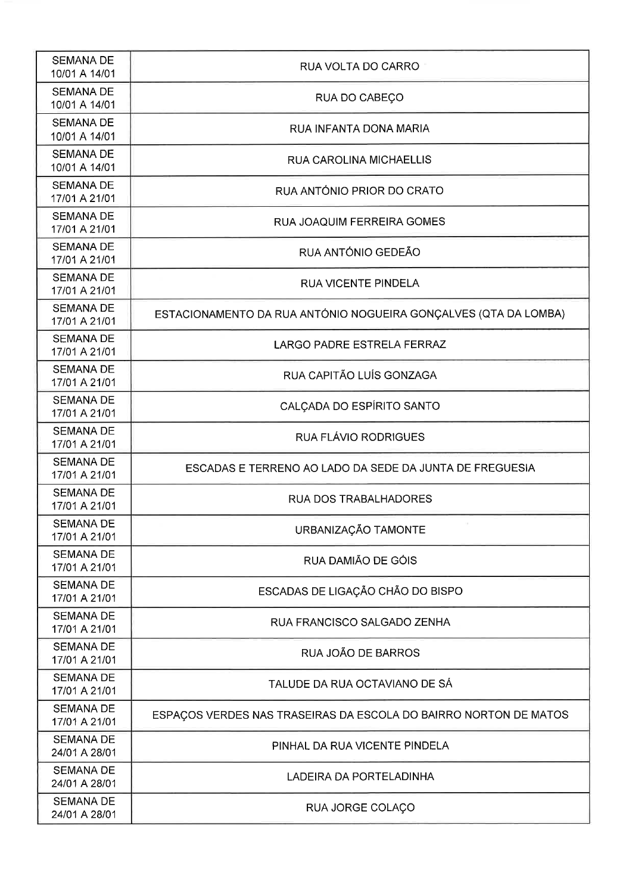| SEMANA DE 10/01 A 14/01 | RUA VOLTA DO CARRO |
|---|---|
| SEMANA DE 10/01 A 14/01 | RUA DO CABEÇO |
| SEMANA DE 10/01 A 14/01 | RUA INFANTA DONA MARIA |
| SEMANA DE 10/01 A 14/01 | RUA CAROLINA MICHAELLIS |
| SEMANA DE 17/01 A 21/01 | RUA ANTÓNIO PRIOR DO CRATO |
| SEMANA DE 17/01 A 21/01 | RUA JOAQUIM FERREIRA GOMES |
| SEMANA DE 17/01 A 21/01 | RUA ANTÓNIO GEDEÃO |
| SEMANA DE 17/01 A 21/01 | RUA VICENTE PINDELA |
| SEMANA DE 17/01 A 21/01 | ESTACIONAMENTO DA RUA ANTÓNIO NOGUEIRA GONÇALVES (QTA DA LOMBA) |
| SEMANA DE 17/01 A 21/01 | LARGO PADRE ESTRELA FERRAZ |
| SEMANA DE 17/01 A 21/01 | RUA CAPITÃO LUÍS GONZAGA |
| SEMANA DE 17/01 A 21/01 | CALÇADA DO ESPÍRITO SANTO |
| SEMANA DE 17/01 A 21/01 | RUA FLÁVIO RODRIGUES |
| SEMANA DE 17/01 A 21/01 | ESCADAS E TERRENO AO LADO DA SEDE DA JUNTA DE FREGUESIA |
| SEMANA DE 17/01 A 21/01 | RUA DOS TRABALHADORES |
| SEMANA DE 17/01 A 21/01 | URBANIZAÇÃO TAMONTE |
| SEMANA DE 17/01 A 21/01 | RUA DAMIÃO DE GÓIS |
| SEMANA DE 17/01 A 21/01 | ESCADAS DE LIGAÇÃO CHÃO DO BISPO |
| SEMANA DE 17/01 A 21/01 | RUA FRANCISCO SALGADO ZENHA |
| SEMANA DE 17/01 A 21/01 | RUA JOÃO DE BARROS |
| SEMANA DE 17/01 A 21/01 | TALUDE DA RUA OCTAVIANO DE SÁ |
| SEMANA DE 17/01 A 21/01 | ESPAÇOS VERDES NAS TRASEIRAS DA ESCOLA DO BAIRRO NORTON DE MATOS |
| SEMANA DE 24/01 A 28/01 | PINHAL DA RUA VICENTE PINDELA |
| SEMANA DE 24/01 A 28/01 | LADEIRA DA PORTELADINHA |
| SEMANA DE 24/01 A 28/01 | RUA JORGE COLAÇO |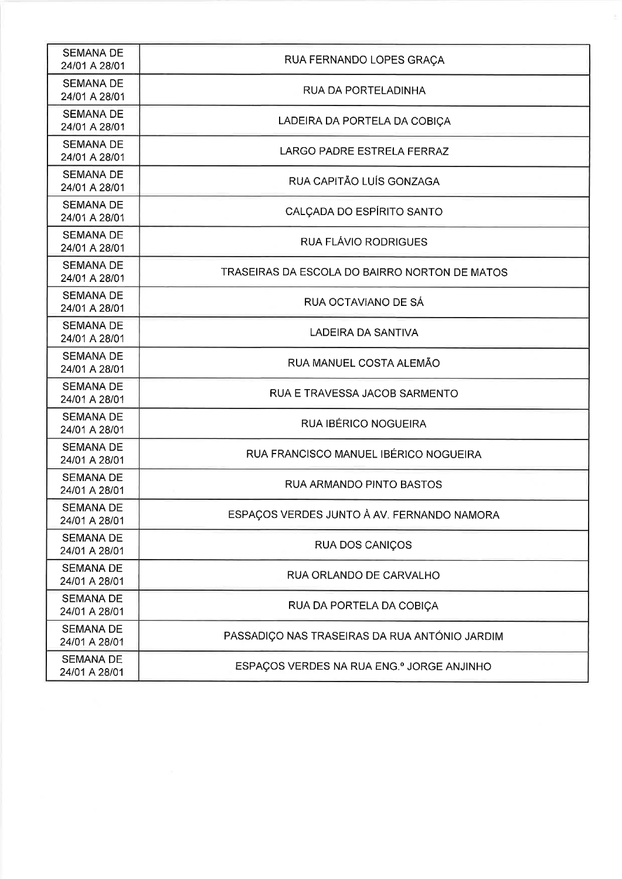| | |
|---|---|
| SEMANA DE 24/01 A 28/01 | RUA FERNANDO LOPES GRAÇA |
| SEMANA DE 24/01 A 28/01 | RUA DA PORTELADINHA |
| SEMANA DE 24/01 A 28/01 | LADEIRA DA PORTELA DA COBIÇA |
| SEMANA DE 24/01 A 28/01 | LARGO PADRE ESTRELA FERRAZ |
| SEMANA DE 24/01 A 28/01 | RUA CAPITÃO LUÍS GONZAGA |
| SEMANA DE 24/01 A 28/01 | CALÇADA DO ESPÍRITO SANTO |
| SEMANA DE 24/01 A 28/01 | RUA FLÁVIO RODRIGUES |
| SEMANA DE 24/01 A 28/01 | TRASEIRAS DA ESCOLA DO BAIRRO NORTON DE MATOS |
| SEMANA DE 24/01 A 28/01 | RUA OCTAVIANO DE SÁ |
| SEMANA DE 24/01 A 28/01 | LADEIRA DA SANTIVA |
| SEMANA DE 24/01 A 28/01 | RUA MANUEL COSTA ALEMÃO |
| SEMANA DE 24/01 A 28/01 | RUA E TRAVESSA JACOB SARMENTO |
| SEMANA DE 24/01 A 28/01 | RUA IBÉRICO NOGUEIRA |
| SEMANA DE 24/01 A 28/01 | RUA FRANCISCO MANUEL IBÉRICO NOGUEIRA |
| SEMANA DE 24/01 A 28/01 | RUA ARMANDO PINTO BASTOS |
| SEMANA DE 24/01 A 28/01 | ESPAÇOS VERDES JUNTO À AV. FERNANDO NAMORA |
| SEMANA DE 24/01 A 28/01 | RUA DOS CANIÇOS |
| SEMANA DE 24/01 A 28/01 | RUA ORLANDO DE CARVALHO |
| SEMANA DE 24/01 A 28/01 | RUA DA PORTELA DA COBIÇA |
| SEMANA DE 24/01 A 28/01 | PASSADIÇO NAS TRASEIRAS DA RUA ANTÓNIO JARDIM |
| SEMANA DE 24/01 A 28/01 | ESPAÇOS VERDES NA RUA ENG.º JORGE ANJINHO |